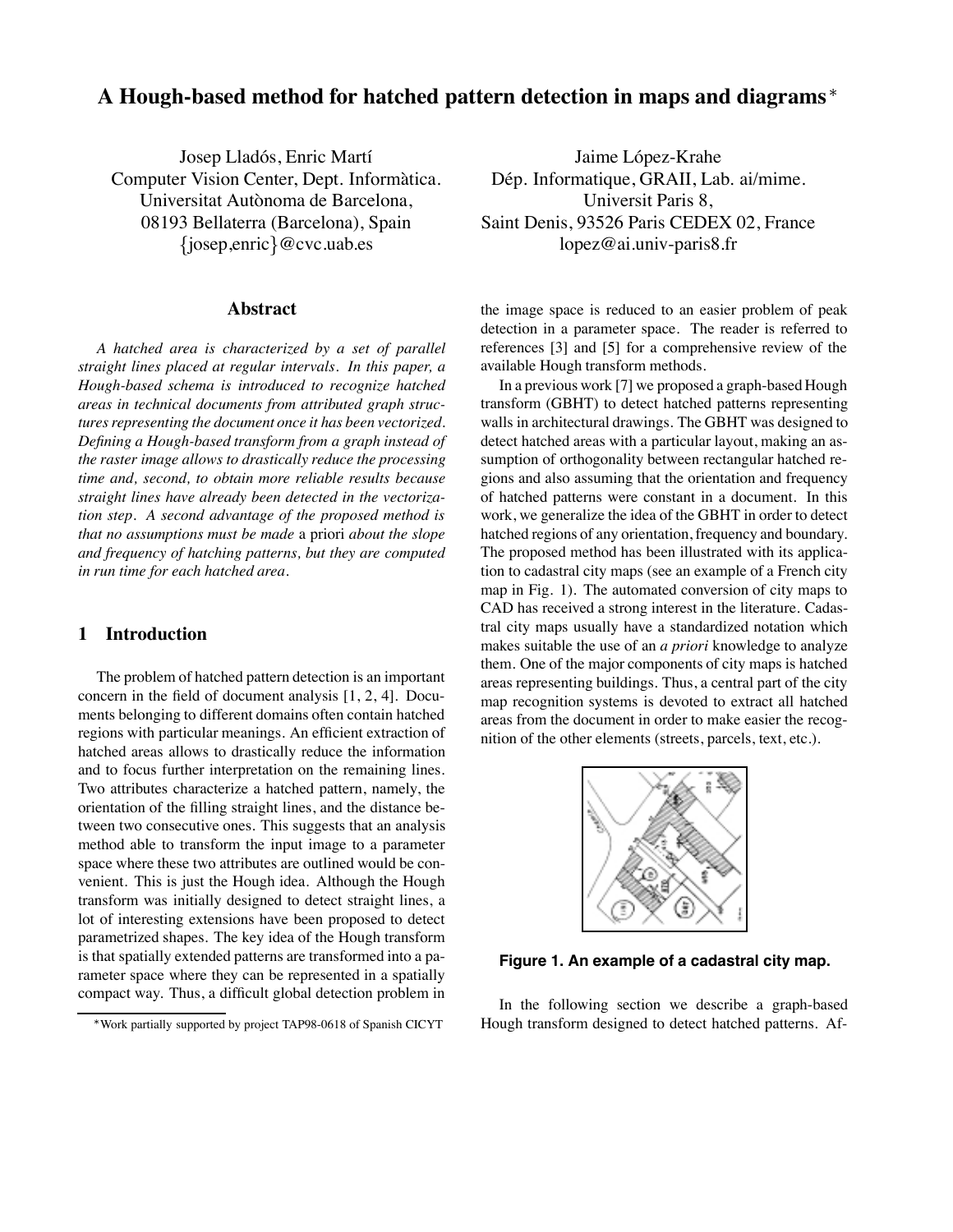# A Hough-based method for hatched pattern detection in maps and diagrams*

Josep Lladós, Enric Martí
Computer Vision Center, Dept. Informàtica.
Universitat Autònoma de Barcelona,
08193 Bellaterra (Barcelona), Spain
{josep,enric}@cvc.uab.es

Jaime López-Krahe
Dép. Informatique, GRAII, Lab. ai/mime.
Universit Paris 8,
Saint Denis, 93526 Paris CEDEX 02, France
lopez@ai.univ-paris8.fr

## Abstract

*A hatched area is characterized by a set of parallel straight lines placed at regular intervals. In this paper, a Hough-based schema is introduced to recognize hatched areas in technical documents from attributed graph structures representing the document once it has been vectorized. Defining a Hough-based transform from a graph instead of the raster image allows to drastically reduce the processing time and, second, to obtain more reliable results because straight lines have already been detected in the vectorization step. A second advantage of the proposed method is that no assumptions must be made* a priori *about the slope and frequency of hatching patterns, but they are computed in run time for each hatched area.*

## 1 Introduction

The problem of hatched pattern detection is an important concern in the field of document analysis [1, 2, 4]. Documents belonging to different domains often contain hatched regions with particular meanings. An efficient extraction of hatched areas allows to drastically reduce the information and to focus further interpretation on the remaining lines. Two attributes characterize a hatched pattern, namely, the orientation of the filling straight lines, and the distance between two consecutive ones. This suggests that an analysis method able to transform the input image to a parameter space where these two attributes are outlined would be convenient. This is just the Hough idea. Although the Hough transform was initially designed to detect straight lines, a lot of interesting extensions have been proposed to detect parametrized shapes. The key idea of the Hough transform is that spatially extended patterns are transformed into a parameter space where they can be represented in a spatially compact way. Thus, a difficult global detection problem in the image space is reduced to an easier problem of peak detection in a parameter space. The reader is referred to references [3] and [5] for a comprehensive review of the available Hough transform methods.

In a previous work [7] we proposed a graph-based Hough transform (GBHT) to detect hatched patterns representing walls in architectural drawings. The GBHT was designed to detect hatched areas with a particular layout, making an assumption of orthogonality between rectangular hatched regions and also assuming that the orientation and frequency of hatched patterns were constant in a document. In this work, we generalize the idea of the GBHT in order to detect hatched regions of any orientation, frequency and boundary. The proposed method has been illustrated with its application to cadastral city maps (see an example of a French city map in Fig. 1). The automated conversion of city maps to CAD has received a strong interest in the literature. Cadastral city maps usually have a standardized notation which makes suitable the use of an *a priori* knowledge to analyze them. One of the major components of city maps is hatched areas representing buildings. Thus, a central part of the city map recognition systems is devoted to extract all hatched areas from the document in order to make easier the recognition of the other elements (streets, parcels, text, etc.).

**Figure 1. An example of a cadastral city map.**

In the following section we describe a graph-based Hough transform designed to detect hatched patterns. Af-

*Work partially supported by project TAP98-0618 of Spanish CICYT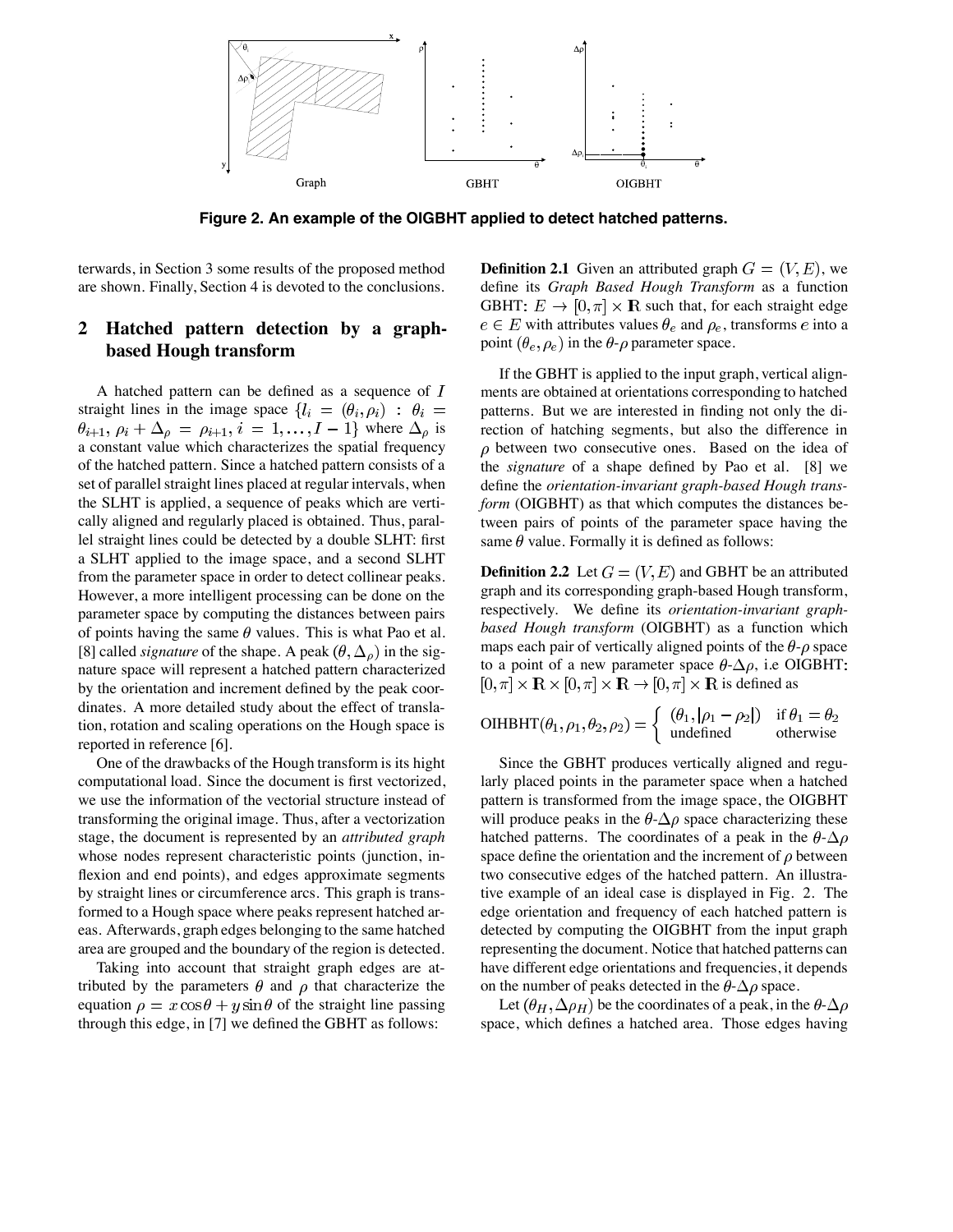Figure 2. An example of the OIGBHT applied to detect hatched patterns.

terwards, in Section 3 some results of the proposed method are shown. Finally, Section 4 is devoted to the conclusions.

## 2 Hatched pattern detection by a graph-based Hough transform

A hatched pattern can be defined as a sequence of $I$ straight lines in the image space $\{l_i = (\theta_i, \rho_i) : \theta_i = \theta_{i+1}, \rho_i + \Delta_\rho = \rho_{i+1}, i = 1, \ldots, I-1\}$ where $\Delta_\rho$ is a constant value which characterizes the spatial frequency of the hatched pattern. Since a hatched pattern consists of a set of parallel straight lines placed at regular intervals, when the SLHT is applied, a sequence of peaks which are vertically aligned and regularly placed is obtained. Thus, parallel straight lines could be detected by a double SLHT: first a SLHT applied to the image space, and a second SLHT from the parameter space in order to detect collinear peaks. However, a more intelligent processing can be done on the parameter space by computing the distances between pairs of points having the same $\theta$ values. This is what Pao et al. [8] called *signature* of the shape. A peak $(\theta, \Delta_\rho)$ in the signature space will represent a hatched pattern characterized by the orientation and increment defined by the peak coordinates. A more detailed study about the effect of translation, rotation and scaling operations on the Hough space is reported in reference [6].

One of the drawbacks of the Hough transform is its hight computational load. Since the document is first vectorized, we use the information of the vectorial structure instead of transforming the original image. Thus, after a vectorization stage, the document is represented by an *attributed graph* whose nodes represent characteristic points (junction, inflexion and end points), and edges approximate segments by straight lines or circumference arcs. This graph is transformed to a Hough space where peaks represent hatched areas. Afterwards, graph edges belonging to the same hatched area are grouped and the boundary of the region is detected.

Taking into account that straight graph edges are attributed by the parameters $\theta$ and $\rho$ that characterize the equation $\rho = x\cos\theta + y\sin\theta$ of the straight line passing through this edge, in [7] we defined the GBHT as follows:

**Definition 2.1** Given an attributed graph $G = (V, E)$, we define its *Graph Based Hough Transform* as a function GBHT: $E \rightarrow [0, \pi] \times \mathbf{R}$ such that, for each straight edge $e \in E$ with attributes values $\theta_e$ and $\rho_e$, transforms $e$ into a point $(\theta_e, \rho_e)$ in the $\theta$-$\rho$ parameter space.

If the GBHT is applied to the input graph, vertical alignments are obtained at orientations corresponding to hatched patterns. But we are interested in finding not only the direction of hatching segments, but also the difference in $\rho$ between two consecutive ones. Based on the idea of the *signature* of a shape defined by Pao et al. [8] we define the *orientation-invariant graph-based Hough transform* (OIGBHT) as that which computes the distances between pairs of points of the parameter space having the same $\theta$ value. Formally it is defined as follows:

**Definition 2.2** Let $G = (V, E)$ and GBHT be an attributed graph and its corresponding graph-based Hough transform, respectively. We define its *orientation-invariant graph-based Hough transform* (OIGBHT) as a function which maps each pair of vertically aligned points of the $\theta$-$\rho$ space to a point of a new parameter space $\theta$-$\Delta\rho$, i.e OIGBHT: $[0, \pi] \times \mathbf{R} \times [0, \pi] \times \mathbf{R} \rightarrow [0, \pi] \times \mathbf{R}$ is defined as

$$\text{OIHBHT}(\theta_1, \rho_1, \theta_2, \rho_2) = \begin{cases} (\theta_1, |\rho_1 - \rho_2|) & \text{if } \theta_1 = \theta_2 \\ \text{undefined} & \text{otherwise} \end{cases}$$

Since the GBHT produces vertically aligned and regularly placed points in the parameter space when a hatched pattern is transformed from the image space, the OIGBHT will produce peaks in the $\theta$-$\Delta\rho$ space characterizing these hatched patterns. The coordinates of a peak in the $\theta$-$\Delta\rho$ space define the orientation and the increment of $\rho$ between two consecutive edges of the hatched pattern. An illustrative example of an ideal case is displayed in Fig. 2. The edge orientation and frequency of each hatched pattern is detected by computing the OIGBHT from the input graph representing the document. Notice that hatched patterns can have different edge orientations and frequencies, it depends on the number of peaks detected in the $\theta$-$\Delta\rho$ space.

Let $(\theta_H, \Delta\rho_H)$ be the coordinates of a peak, in the $\theta$-$\Delta\rho$ space, which defines a hatched area. Those edges having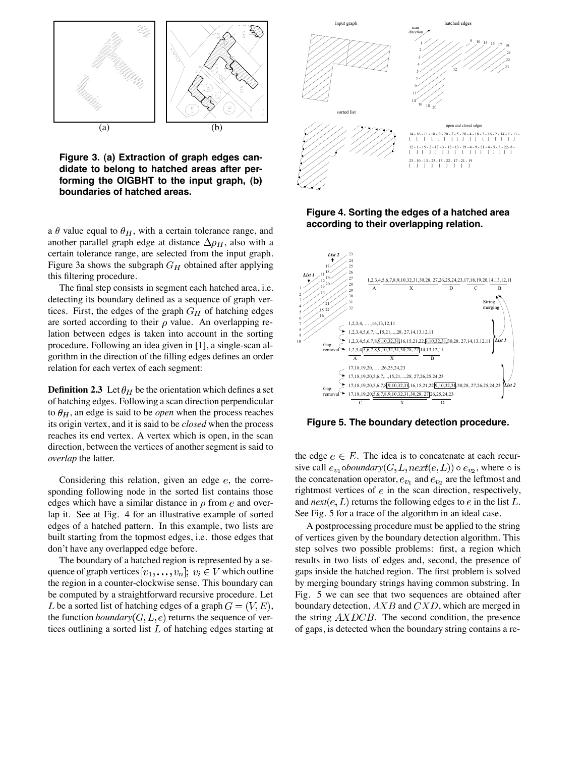Figure 3. (a) Extraction of graph edges candidate to belong to hatched areas after performing the OIGBHT to the input graph, (b) boundaries of hatched areas.

a $\theta$ value equal to $\theta_H$, with a certain tolerance range, and another parallel graph edge at distance $\Delta\rho_H$, also with a certain tolerance range, are selected from the input graph. Figure 3a shows the subgraph $G_H$ obtained after applying this filtering procedure.

The final step consists in segment each hatched area, i.e. detecting its boundary defined as a sequence of graph vertices. First, the edges of the graph $G_H$ of hatching edges are sorted according to their $\rho$ value. An overlapping relation between edges is taken into account in the sorting procedure. Following an idea given in [1], a single-scan algorithm in the direction of the filling edges defines an order relation for each vertex of each segment:

**Definition 2.3** Let $\theta_H$ be the orientation which defines a set of hatching edges. Following a scan direction perpendicular to $\theta_H$, an edge is said to be *open* when the process reaches its origin vertex, and it is said to be *closed* when the process reaches its end vertex. A vertex which is open, in the scan direction, between the vertices of another segment is said to *overlap* the latter.

Considering this relation, given an edge $e$, the corresponding following node in the sorted list contains those edges which have a similar distance in $\rho$ from $e$ and overlap it. See at Fig. 4 for an illustrative example of sorted edges of a hatched pattern. In this example, two lists are built starting from the topmost edges, i.e. those edges that don't have any overlapped edge before.

The boundary of a hatched region is represented by a sequence of graph vertices $[v_1, \dots, v_n]$; $v_i \in V$ which outline the region in a counter-clockwise sense. This boundary can be computed by a straightforward recursive procedure. Let $L$ be a sorted list of hatching edges of a graph $G = (V, E)$, the function *boundary*$(G, L, e)$ returns the sequence of vertices outlining a sorted list $L$ of hatching edges starting at the edge $e \in E$. The idea is to concatenate at each recursive call $e_{v_1} \circ boundary(G, L, next(e, L)) \circ e_{v_2}$, where $\circ$ is the concatenation operator, $e_{v_1}$ and $e_{v_2}$ are the leftmost and rightmost vertices of $e$ in the scan direction, respectively, and *next*$(e, L)$ returns the following edges to $e$ in the list $L$. See Fig. 5 for a trace of the algorithm in an ideal case.

Figure 4. Sorting the edges of a hatched area according to their overlapping relation.

Figure 5. The boundary detection procedure.

A postprocessing procedure must be applied to the string of vertices given by the boundary detection algorithm. This step solves two possible problems: first, a region which results in two lists of edges and, second, the presence of gaps inside the hatched region. The first problem is solved by merging boundary strings having common substring. In Fig. 5 we can see that two sequences are obtained after boundary detection, $AXB$ and $CXD$, which are merged in the string $AXDCB$. The second condition, the presence of gaps, is detected when the boundary string contains a re-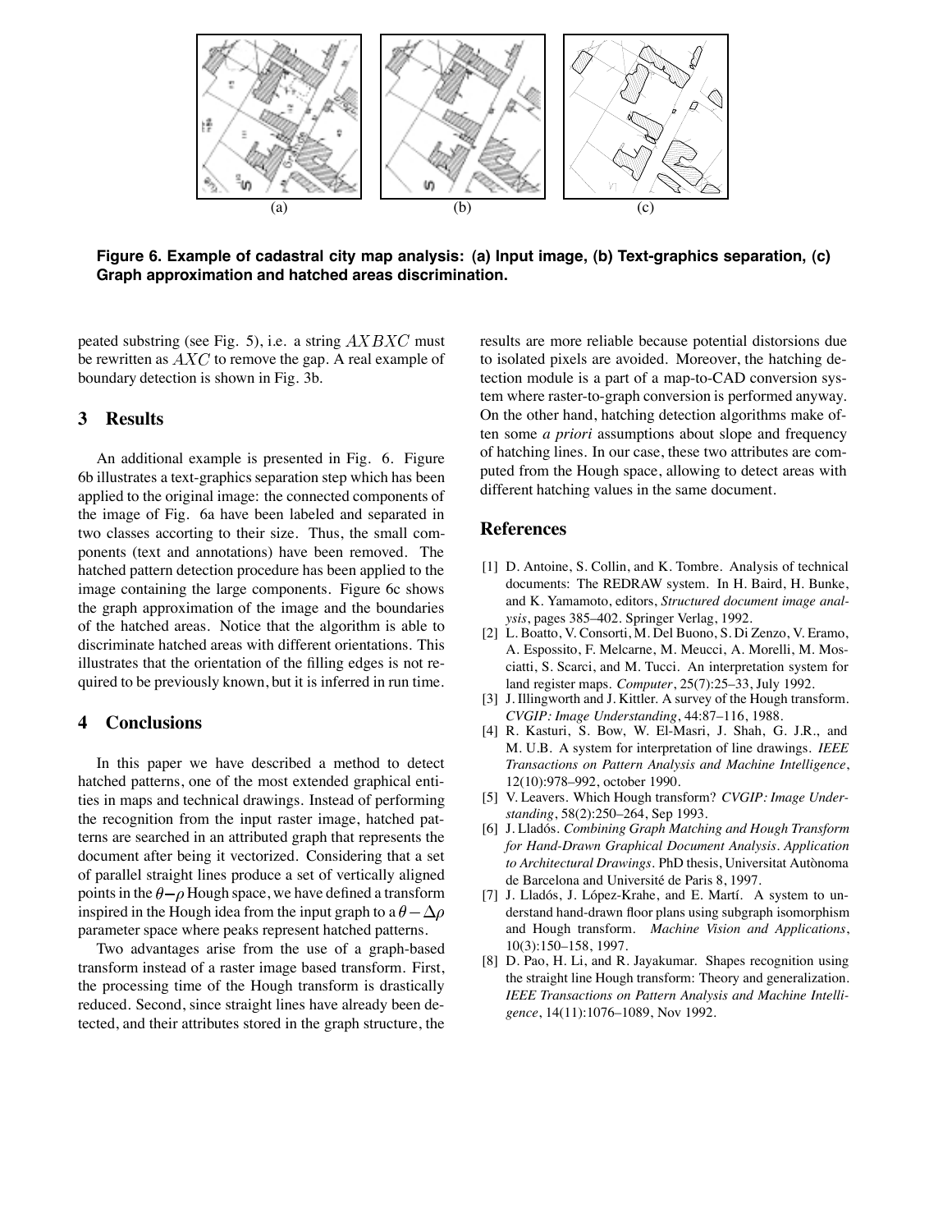(a) (b) (c)

**Figure 6. Example of cadastral city map analysis: (a) Input image, (b) Text-graphics separation, (c) Graph approximation and hatched areas discrimination.**

peated substring (see Fig. 5), i.e. a string $AXBXC$ must be rewritten as $AXC$ to remove the gap. A real example of boundary detection is shown in Fig. 3b.

## 3 Results

An additional example is presented in Fig. 6. Figure 6b illustrates a text-graphics separation step which has been applied to the original image: the connected components of the image of Fig. 6a have been labeled and separated in two classes accorting to their size. Thus, the small components (text and annotations) have been removed. The hatched pattern detection procedure has been applied to the image containing the large components. Figure 6c shows the graph approximation of the image and the boundaries of the hatched areas. Notice that the algorithm is able to discriminate hatched areas with different orientations. This illustrates that the orientation of the filling edges is not required to be previously known, but it is inferred in run time.

## 4 Conclusions

In this paper we have described a method to detect hatched patterns, one of the most extended graphical entities in maps and technical drawings. Instead of performing the recognition from the input raster image, hatched patterns are searched in an attributed graph that represents the document after being it vectorized. Considering that a set of parallel straight lines produce a set of vertically aligned points in the $\theta-\rho$ Hough space, we have defined a transform inspired in the Hough idea from the input graph to a $\theta-\Delta\rho$ parameter space where peaks represent hatched patterns.

Two advantages arise from the use of a graph-based transform instead of a raster image based transform. First, the processing time of the Hough transform is drastically reduced. Second, since straight lines have already been detected, and their attributes stored in the graph structure, the results are more reliable because potential distorsions due to isolated pixels are avoided. Moreover, the hatching detection module is a part of a map-to-CAD conversion system where raster-to-graph conversion is performed anyway. On the other hand, hatching detection algorithms make often some *a priori* assumptions about slope and frequency of hatching lines. In our case, these two attributes are computed from the Hough space, allowing to detect areas with different hatching values in the same document.

## References

[1] D. Antoine, S. Collin, and K. Tombre. Analysis of technical documents: The REDRAW system. In H. Baird, H. Bunke, and K. Yamamoto, editors, *Structured document image analysis*, pages 385–402. Springer Verlag, 1992.

[2] L. Boatto, V. Consorti, M. Del Buono, S. Di Zenzo, V. Eramo, A. Espossito, F. Melcarne, M. Meucci, A. Morelli, M. Mosciatti, S. Scarci, and M. Tucci. An interpretation system for land register maps. *Computer*, 25(7):25–33, July 1992.

[3] J. Illingworth and J. Kittler. A survey of the Hough transform. *CVGIP: Image Understanding*, 44:87–116, 1988.

[4] R. Kasturi, S. Bow, W. El-Masri, J. Shah, G. J.R., and M. U.B. A system for interpretation of line drawings. *IEEE Transactions on Pattern Analysis and Machine Intelligence*, 12(10):978–992, october 1990.

[5] V. Leavers. Which Hough transform? *CVGIP: Image Understanding*, 58(2):250–264, Sep 1993.

[6] J. Lladós. *Combining Graph Matching and Hough Transform for Hand-Drawn Graphical Document Analysis. Application to Architectural Drawings*. PhD thesis, Universitat Autònoma de Barcelona and Université de Paris 8, 1997.

[7] J. Lladós, J. López-Krahe, and E. Martí. A system to understand hand-drawn floor plans using subgraph isomorphism and Hough transform. *Machine Vision and Applications*, 10(3):150–158, 1997.

[8] D. Pao, H. Li, and R. Jayakumar. Shapes recognition using the straight line Hough transform: Theory and generalization. *IEEE Transactions on Pattern Analysis and Machine Intelligence*, 14(11):1076–1089, Nov 1992.